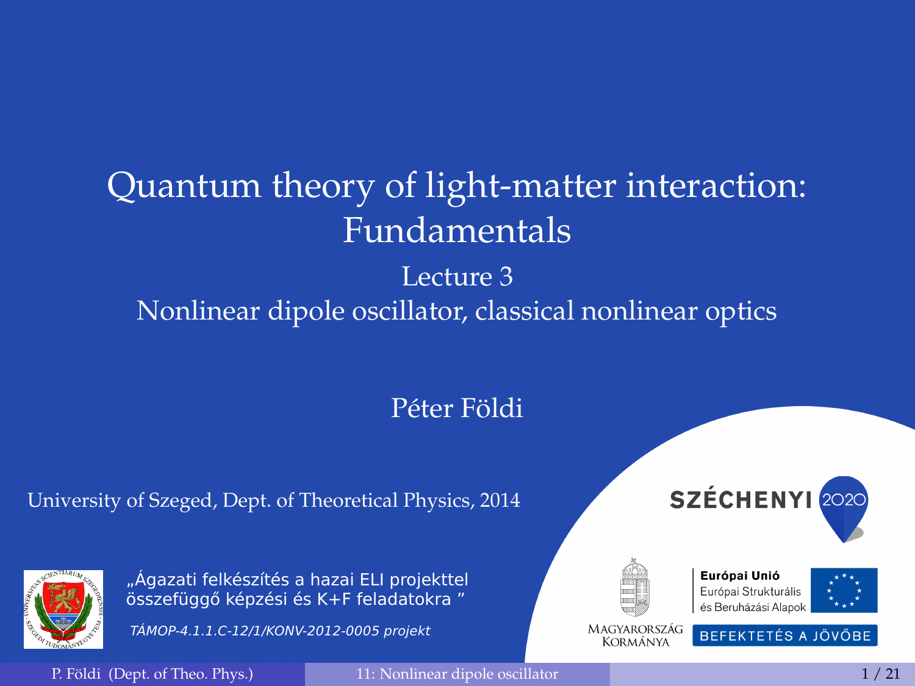# Quantum theory of light-matter interaction: Fundamentals

## Lecture 3
## Nonlinear dipole oscillator, classical nonlinear optics

Péter Földi

University of Szeged, Dept. of Theoretical Physics, 2014

„Ágazati felkészítés a hazai ELI projekttel összefüggő képzési és K+F feladatokra ”

*TÁMOP-4.1.1.C-12/1/KONV-2012-0005 projekt*

SZÉCHENYI 2020

MAGYARORSZÁG KORMÁNYA

Európai Unió
Európai Strukturális és Beruházási Alapok

BEFEKTETÉS A JÖVŐBE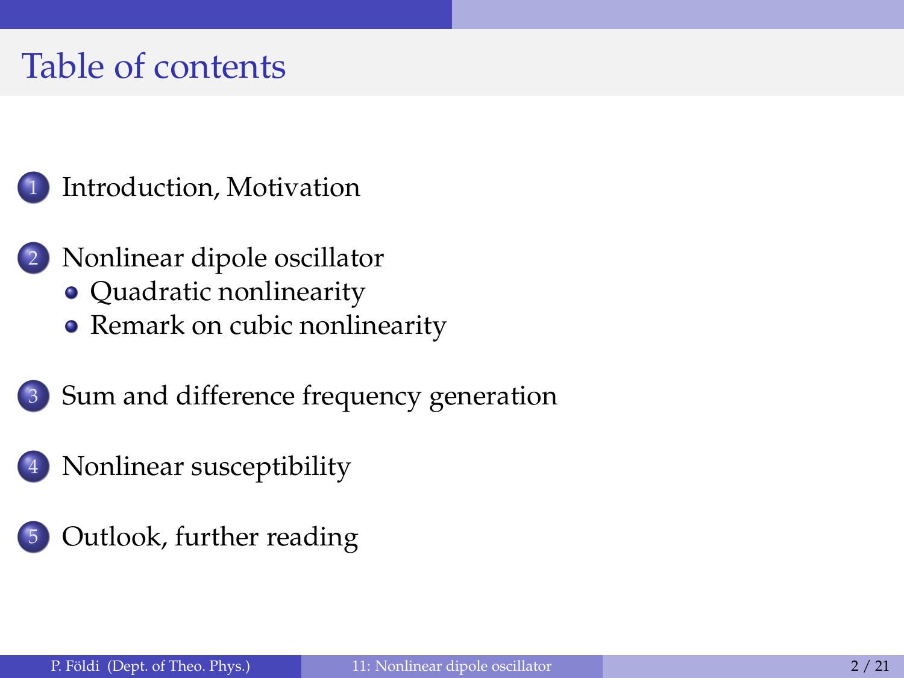# Table of contents

1. Introduction, Motivation
2. Nonlinear dipole oscillator
   - Quadratic nonlinearity
   - Remark on cubic nonlinearity
3. Sum and difference frequency generation
4. Nonlinear susceptibility
5. Outlook, further reading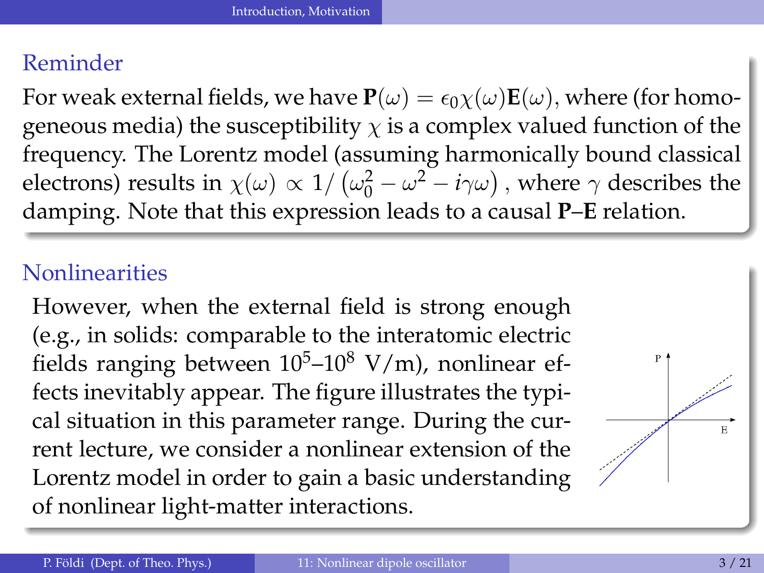## Reminder

For weak external fields, we have $\mathbf{P}(\omega) = \epsilon_0 \chi(\omega) \mathbf{E}(\omega)$, where (for homogeneous media) the susceptibility $\chi$ is a complex valued function of the frequency. The Lorentz model (assuming harmonically bound classical electrons) results in $\chi(\omega) \propto 1/\left(\omega_0^2 - \omega^2 - i\gamma\omega\right)$, where $\gamma$ describes the damping. Note that this expression leads to a causal **P**–**E** relation.

## Nonlinearities

However, when the external field is strong enough (e.g., in solids: comparable to the interatomic electric fields ranging between $10^5$–$10^8$ V/m), nonlinear effects inevitably appear. The figure illustrates the typical situation in this parameter range. During the current lecture, we consider a nonlinear extension of the Lorentz model in order to gain a basic understanding of nonlinear light-matter interactions.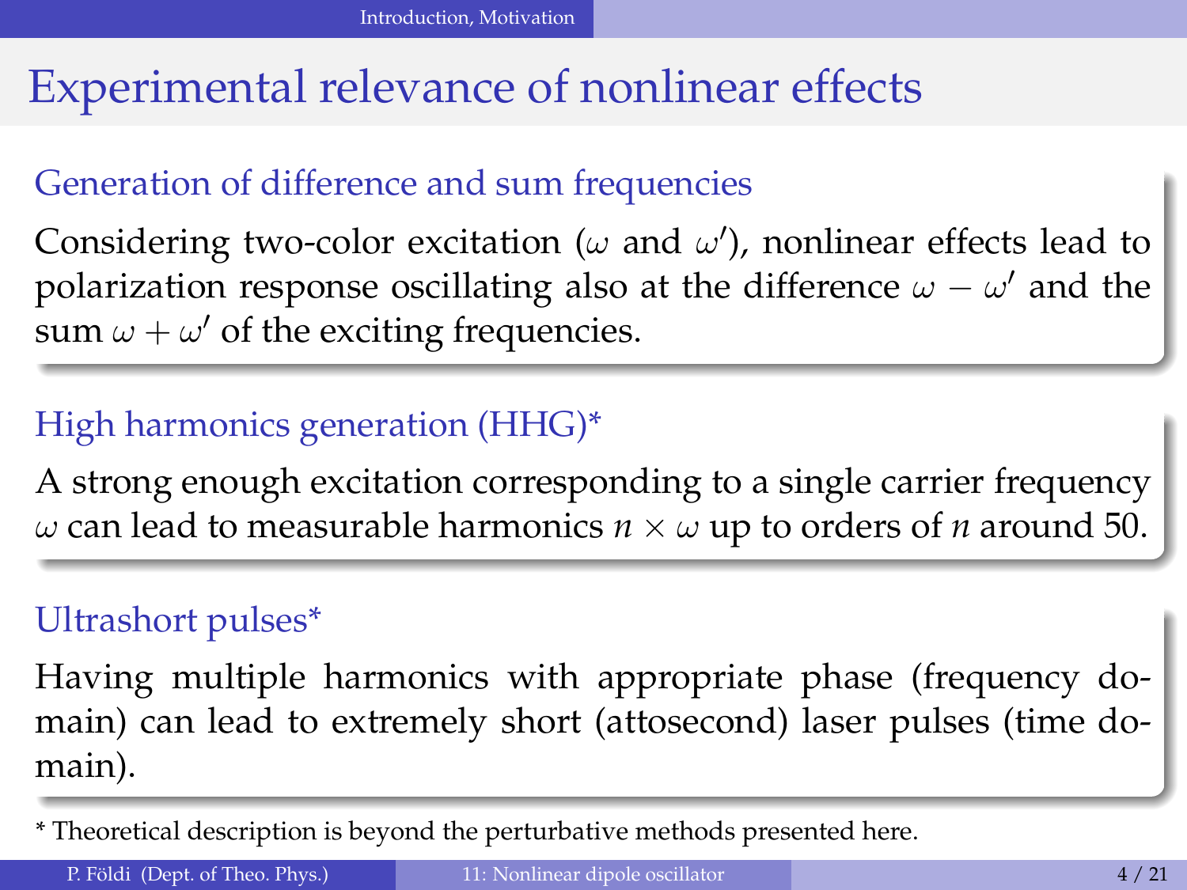# Experimental relevance of nonlinear effects

## Generation of difference and sum frequencies

Considering two-color excitation ($\omega$ and $\omega'$), nonlinear effects lead to polarization response oscillating also at the difference $\omega - \omega'$ and the sum $\omega + \omega'$ of the exciting frequencies.

## High harmonics generation (HHG)*

A strong enough excitation corresponding to a single carrier frequency $\omega$ can lead to measurable harmonics $n \times \omega$ up to orders of $n$ around 50.

## Ultrashort pulses*

Having multiple harmonics with appropriate phase (frequency domain) can lead to extremely short (attosecond) laser pulses (time domain).

\* Theoretical description is beyond the perturbative methods presented here.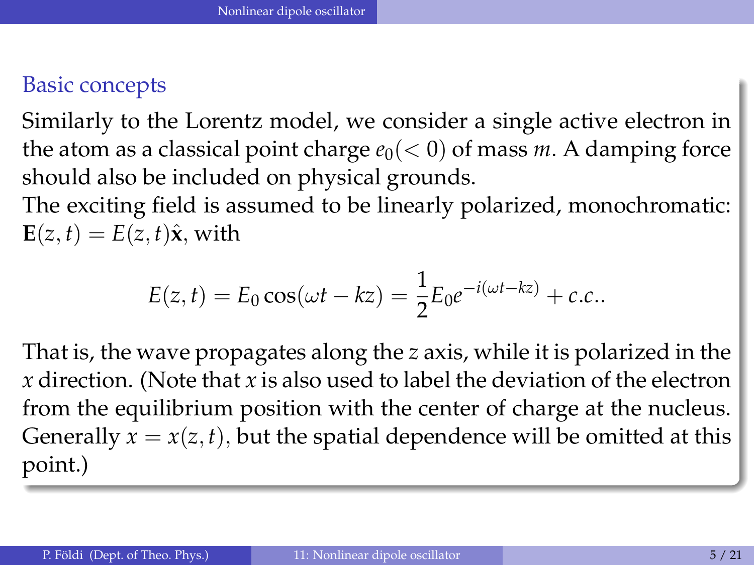## Basic concepts

Similarly to the Lorentz model, we consider a single active electron in the atom as a classical point charge $e_0(< 0)$ of mass $m$. A damping force should also be included on physical grounds.
The exciting field is assumed to be linearly polarized, monochromatic: $\mathbf{E}(z,t) = E(z,t)\hat{\mathbf{x}}$, with

$$E(z,t) = E_0 \cos(\omega t - kz) = \frac{1}{2} E_0 e^{-i(\omega t - kz)} + c.c..$$

That is, the wave propagates along the $z$ axis, while it is polarized in the $x$ direction. (Note that $x$ is also used to label the deviation of the electron from the equilibrium position with the center of charge at the nucleus. Generally $x = x(z,t)$, but the spatial dependence will be omitted at this point.)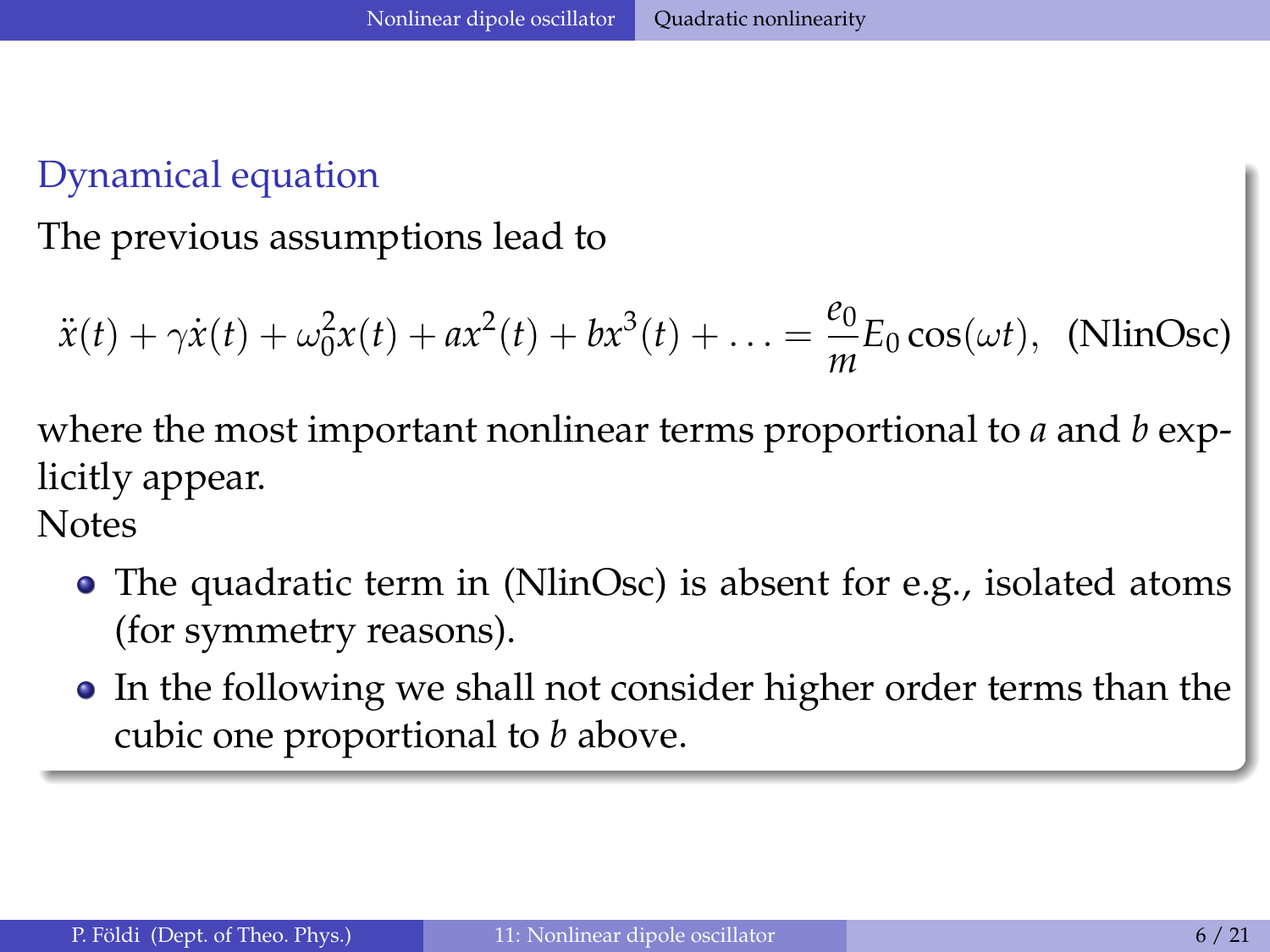## Dynamical equation

The previous assumptions lead to

$$\ddot{x}(t) + \gamma \dot{x}(t) + \omega_0^2 x(t) + a x^2(t) + b x^3(t) + \ldots = \frac{e_0}{m} E_0 \cos(\omega t), \quad \text{(NlinOsc)}$$

where the most important nonlinear terms proportional to $a$ and $b$ explicitly appear.

Notes

- The quadratic term in (NlinOsc) is absent for e.g., isolated atoms (for symmetry reasons).
- In the following we shall not consider higher order terms than the cubic one proportional to $b$ above.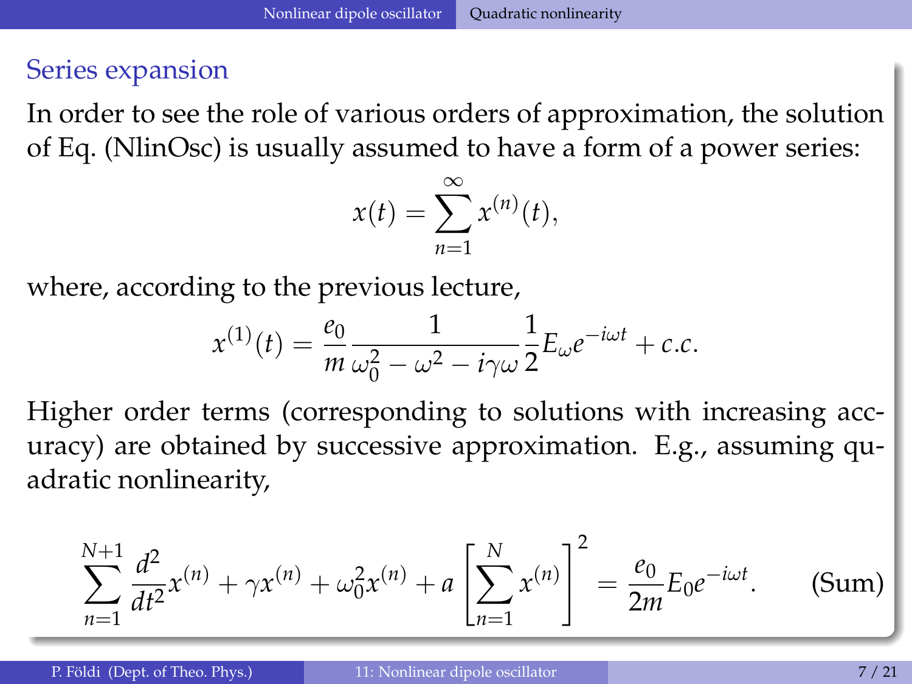## Series expansion

In order to see the role of various orders of approximation, the solution of Eq. (NlinOsc) is usually assumed to have a form of a power series:

$$x(t) = \sum_{n=1}^{\infty} x^{(n)}(t),$$

where, according to the previous lecture,

$$x^{(1)}(t) = \frac{e_0}{m} \frac{1}{\omega_0^2 - \omega^2 - i\gamma\omega} \frac{1}{2} E_\omega e^{-i\omega t} + c.c.$$

Higher order terms (corresponding to solutions with increasing accuracy) are obtained by successive approximation. E.g., assuming quadratic nonlinearity,

$$\sum_{n=1}^{N+1} \frac{d^2}{dt^2} x^{(n)} + \gamma x^{(n)} + \omega_0^2 x^{(n)} + a \left[ \sum_{n=1}^{N} x^{(n)} \right]^2 = \frac{e_0}{2m} E_0 e^{-i\omega t}. \qquad \text{(Sum)}$$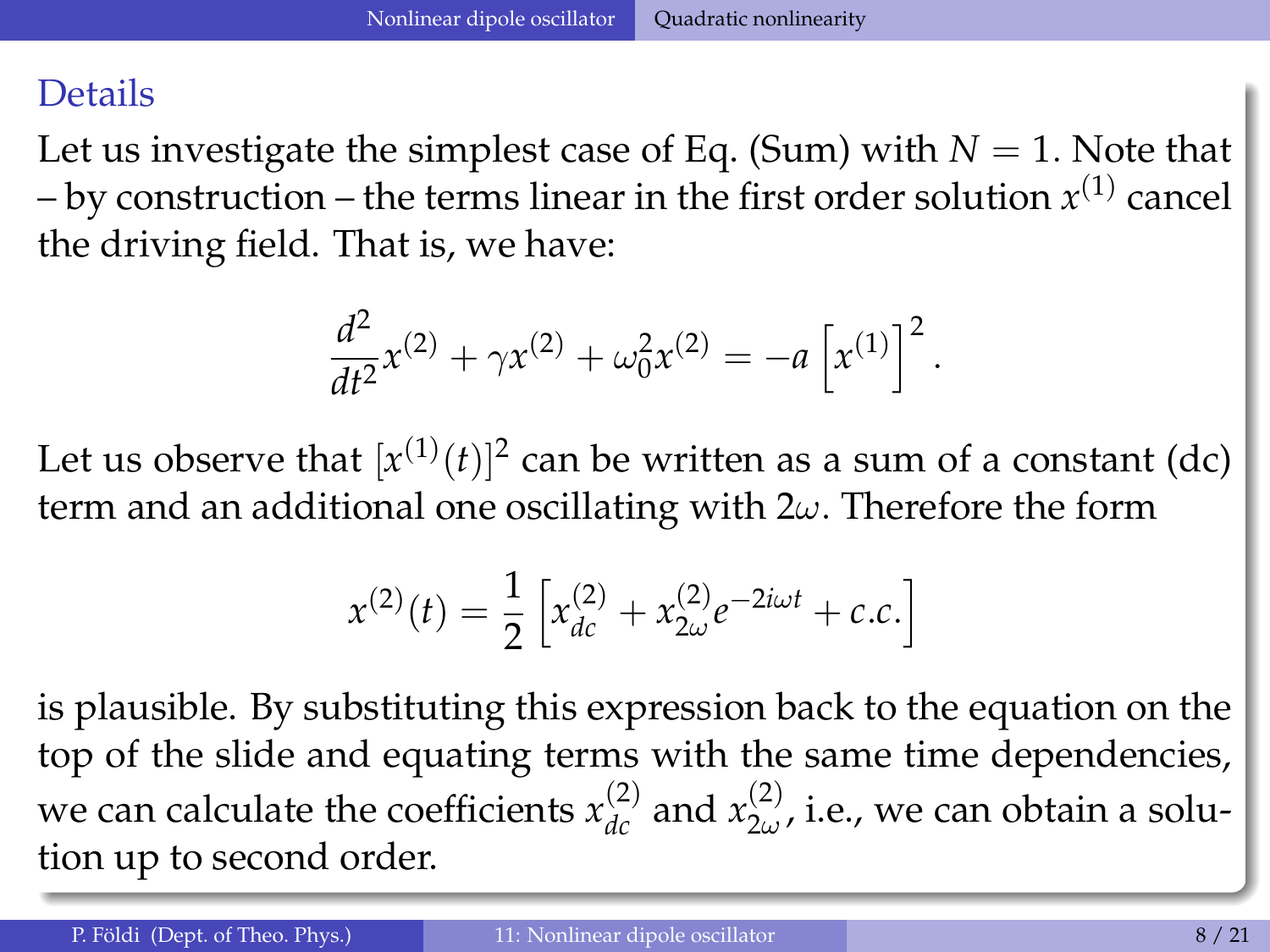## Details

Let us investigate the simplest case of Eq. (Sum) with $N = 1$. Note that – by construction – the terms linear in the first order solution $x^{(1)}$ cancel the driving field. That is, we have:

$$\frac{d^2}{dt^2}x^{(2)} + \gamma x^{(2)} + \omega_0^2 x^{(2)} = -a\left[x^{(1)}\right]^2.$$

Let us observe that $[x^{(1)}(t)]^2$ can be written as a sum of a constant (dc) term and an additional one oscillating with $2\omega$. Therefore the form

$$x^{(2)}(t) = \frac{1}{2}\left[x_{dc}^{(2)} + x_{2\omega}^{(2)} e^{-2i\omega t} + c.c.\right]$$

is plausible. By substituting this expression back to the equation on the top of the slide and equating terms with the same time dependencies, we can calculate the coefficients $x_{dc}^{(2)}$ and $x_{2\omega}^{(2)}$, i.e., we can obtain a solution up to second order.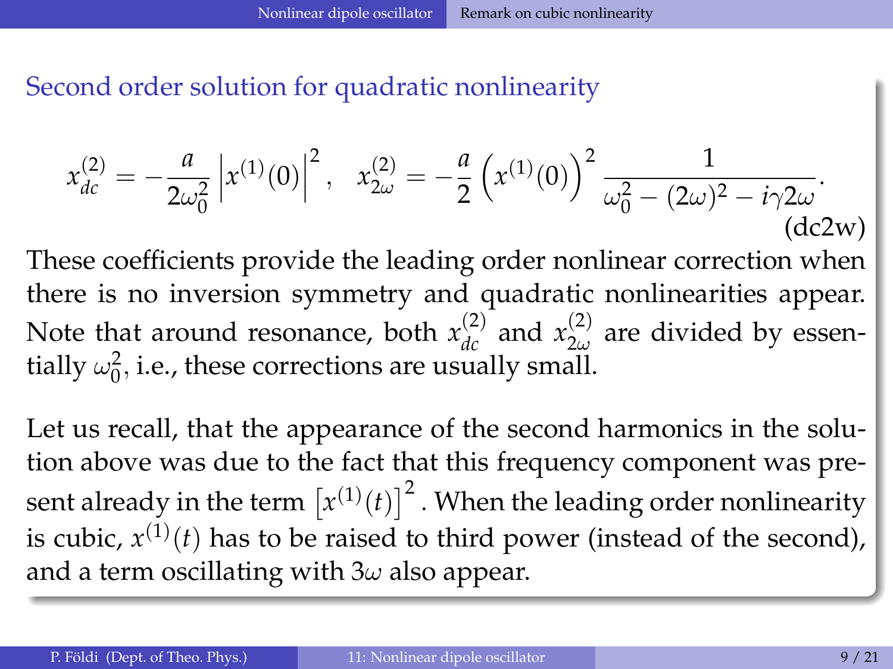## Second order solution for quadratic nonlinearity

$$x_{dc}^{(2)} = -\frac{a}{2\omega_0^2}\left|x^{(1)}(0)\right|^2, \quad x_{2\omega}^{(2)} = -\frac{a}{2}\left(x^{(1)}(0)\right)^2 \frac{1}{\omega_0^2 - (2\omega)^2 - i\gamma 2\omega}. \tag{dc2w}$$

These coefficients provide the leading order nonlinear correction when there is no inversion symmetry and quadratic nonlinearities appear. Note that around resonance, both $x_{dc}^{(2)}$ and $x_{2\omega}^{(2)}$ are divided by essentially $\omega_0^2$, i.e., these corrections are usually small.

Let us recall, that the appearance of the second harmonics in the solution above was due to the fact that this frequency component was present already in the term $\left[x^{(1)}(t)\right]^2$. When the leading order nonlinearity is cubic, $x^{(1)}(t)$ has to be raised to third power (instead of the second), and a term oscillating with $3\omega$ also appear.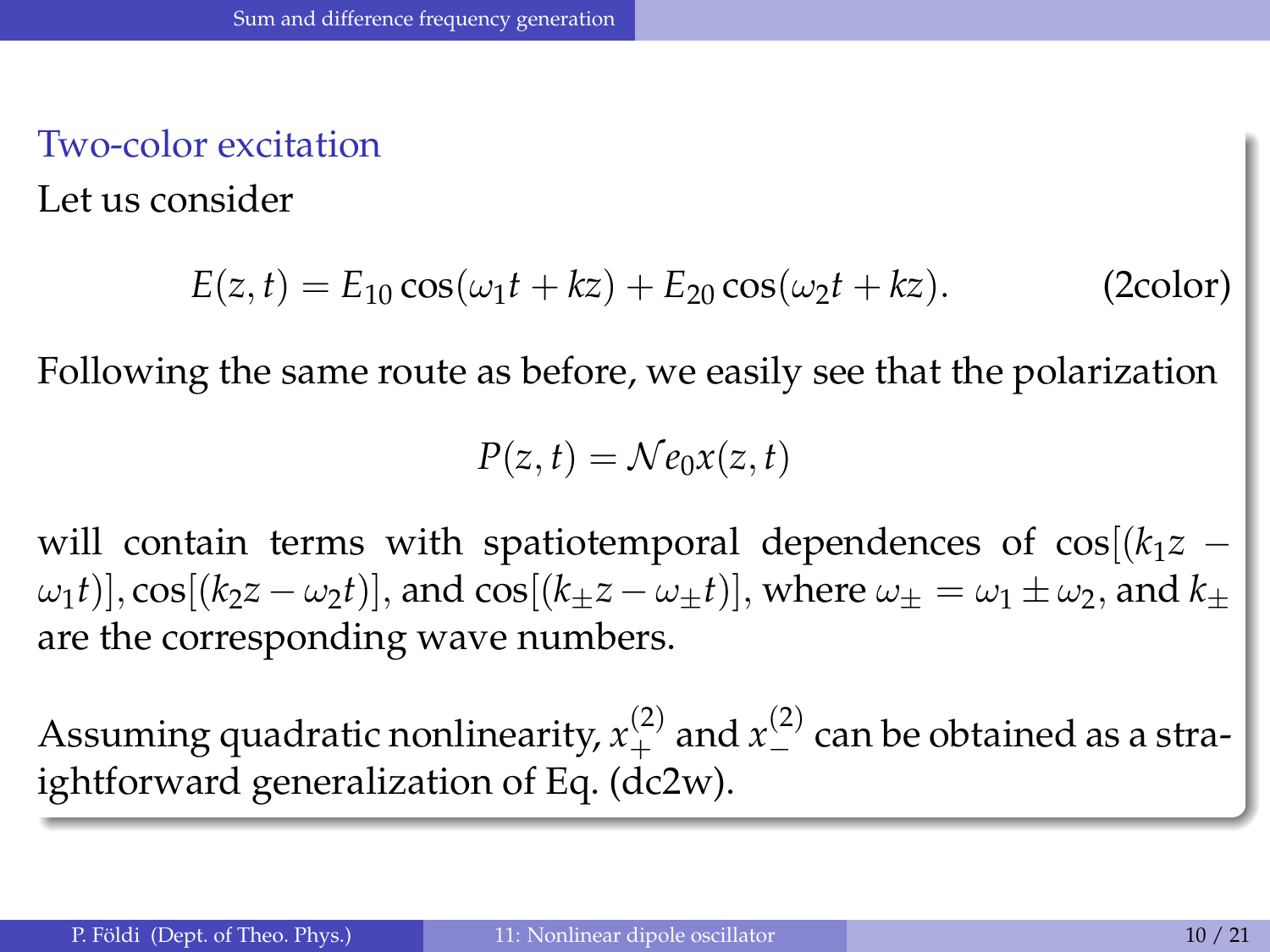## Two-color excitation

Let us consider

$$E(z,t) = E_{10}\cos(\omega_1 t + kz) + E_{20}\cos(\omega_2 t + kz). \qquad \text{(2color)}$$

Following the same route as before, we easily see that the polarization

$$P(z,t) = \mathcal{N}e_0 x(z,t)$$

will contain terms with spatiotemporal dependences of $\cos[(k_1 z - \omega_1 t)], \cos[(k_2 z - \omega_2 t)]$, and $\cos[(k_\pm z - \omega_\pm t)]$, where $\omega_\pm = \omega_1 \pm \omega_2$, and $k_\pm$ are the corresponding wave numbers.

Assuming quadratic nonlinearity, $x_+^{(2)}$ and $x_-^{(2)}$ can be obtained as a straightforward generalization of Eq. (dc2w).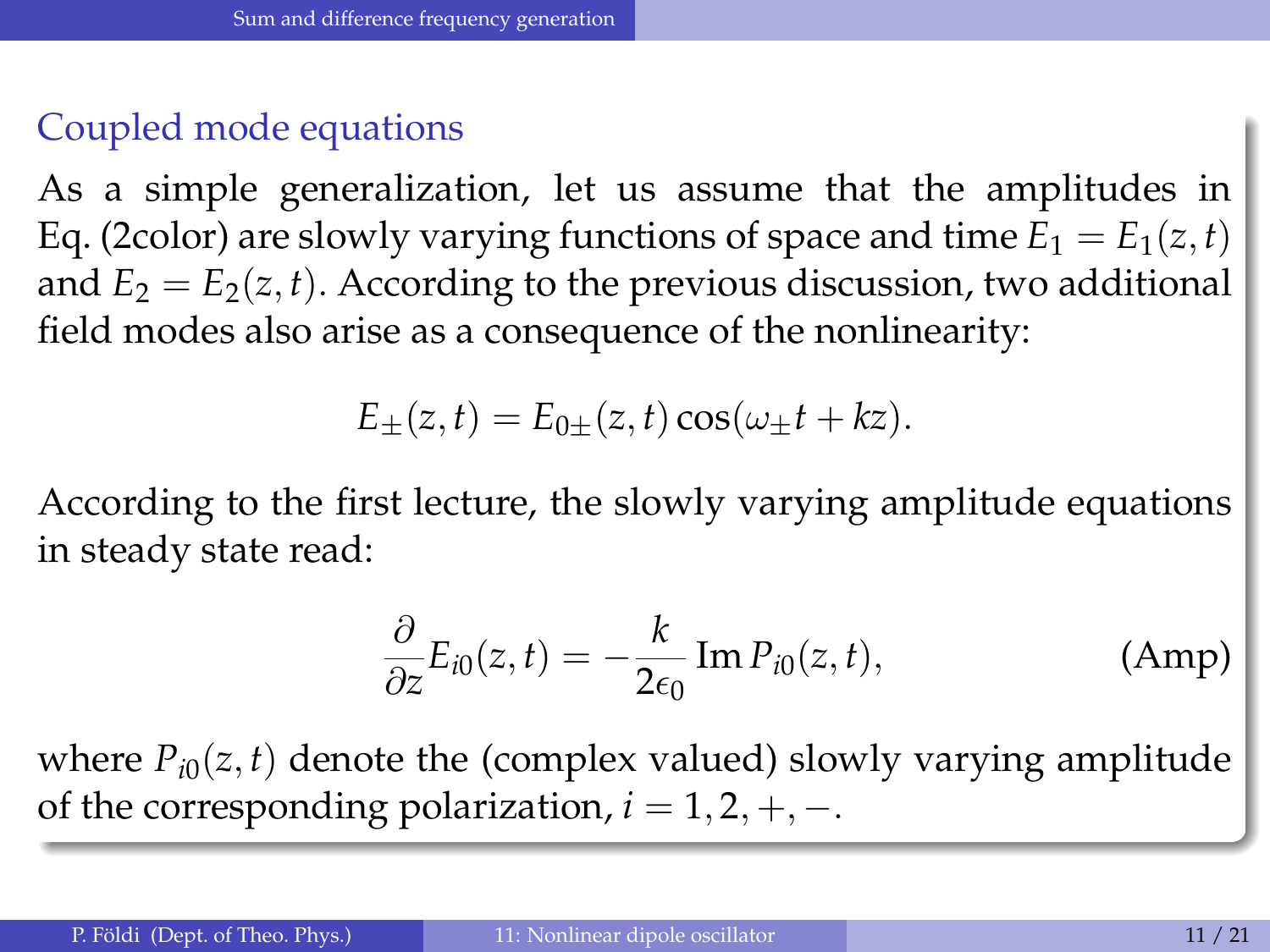## Coupled mode equations

As a simple generalization, let us assume that the amplitudes in Eq. (2color) are slowly varying functions of space and time $E_1 = E_1(z,t)$ and $E_2 = E_2(z,t)$. According to the previous discussion, two additional field modes also arise as a consequence of the nonlinearity:

$$E_{\pm}(z,t) = E_{0\pm}(z,t)\cos(\omega_{\pm}t + kz).$$

According to the first lecture, the slowly varying amplitude equations in steady state read:

$$\frac{\partial}{\partial z}E_{i0}(z,t) = -\frac{k}{2\epsilon_0}\,\mathrm{Im}\,P_{i0}(z,t), \tag{Amp}$$

where $P_{i0}(z,t)$ denote the (complex valued) slowly varying amplitude of the corresponding polarization, $i = 1, 2, +, -$.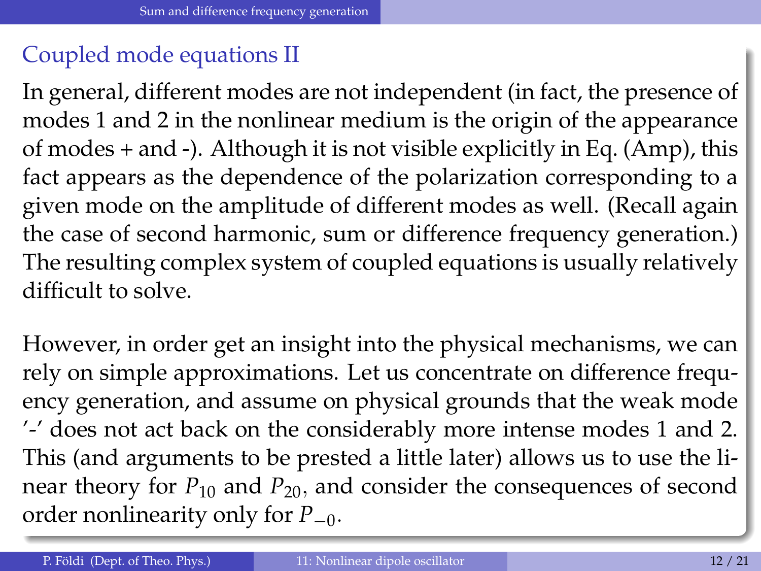## Coupled mode equations II

In general, different modes are not independent (in fact, the presence of modes 1 and 2 in the nonlinear medium is the origin of the appearance of modes + and -). Although it is not visible explicitly in Eq. (Amp), this fact appears as the dependence of the polarization corresponding to a given mode on the amplitude of different modes as well. (Recall again the case of second harmonic, sum or difference frequency generation.) The resulting complex system of coupled equations is usually relatively difficult to solve.

However, in order get an insight into the physical mechanisms, we can rely on simple approximations. Let us concentrate on difference frequency generation, and assume on physical grounds that the weak mode '-' does not act back on the considerably more intense modes 1 and 2. This (and arguments to be prested a little later) allows us to use the linear theory for $P_{10}$ and $P_{20}$, and consider the consequences of second order nonlinearity only for $P_{-0}$.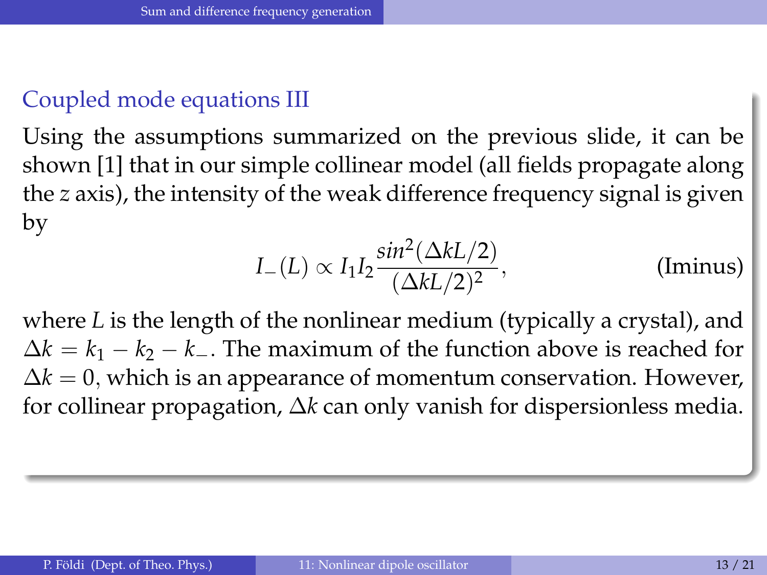## Coupled mode equations III

Using the assumptions summarized on the previous slide, it can be shown [1] that in our simple collinear model (all fields propagate along the $z$ axis), the intensity of the weak difference frequency signal is given by

$$I_{-}(L) \propto I_1 I_2 \frac{sin^2(\Delta k L/2)}{(\Delta k L/2)^2}, \tag{Iminus}$$

where $L$ is the length of the nonlinear medium (typically a crystal), and $\Delta k = k_1 - k_2 - k_{-}$. The maximum of the function above is reached for $\Delta k = 0$, which is an appearance of momentum conservation. However, for collinear propagation, $\Delta k$ can only vanish for dispersionless media.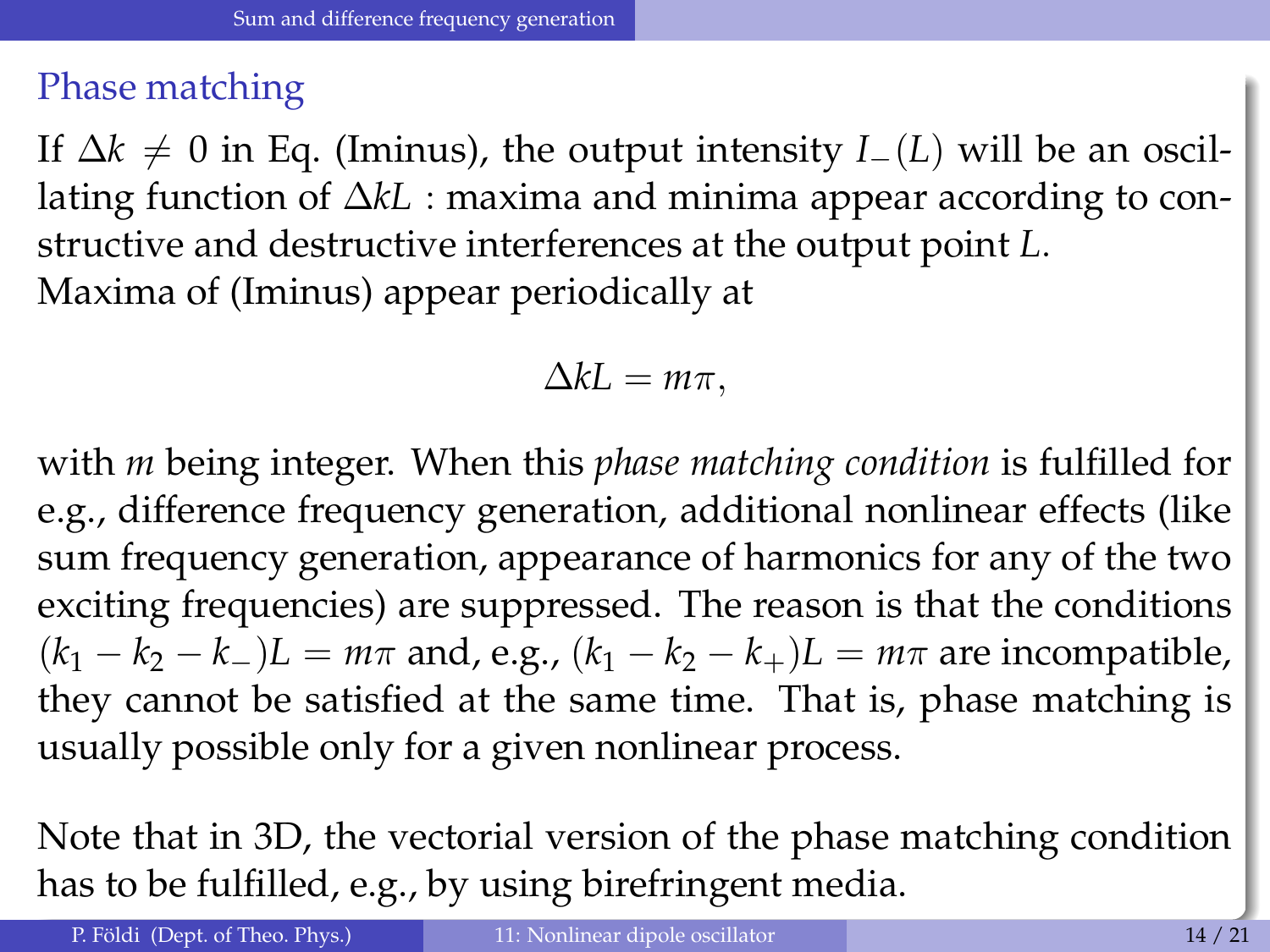## Phase matching

If $\Delta k \neq 0$ in Eq. (Iminus), the output intensity $I_{-}(L)$ will be an oscillating function of $\Delta kL$ : maxima and minima appear according to constructive and destructive interferences at the output point $L$.
Maxima of (Iminus) appear periodically at

$$\Delta kL = m\pi,$$

with $m$ being integer. When this *phase matching condition* is fulfilled for e.g., difference frequency generation, additional nonlinear effects (like sum frequency generation, appearance of harmonics for any of the two exciting frequencies) are suppressed. The reason is that the conditions $(k_1 - k_2 - k_{-})L = m\pi$ and, e.g., $(k_1 - k_2 - k_{+})L = m\pi$ are incompatible, they cannot be satisfied at the same time. That is, phase matching is usually possible only for a given nonlinear process.

Note that in 3D, the vectorial version of the phase matching condition has to be fulfilled, e.g., by using birefringent media.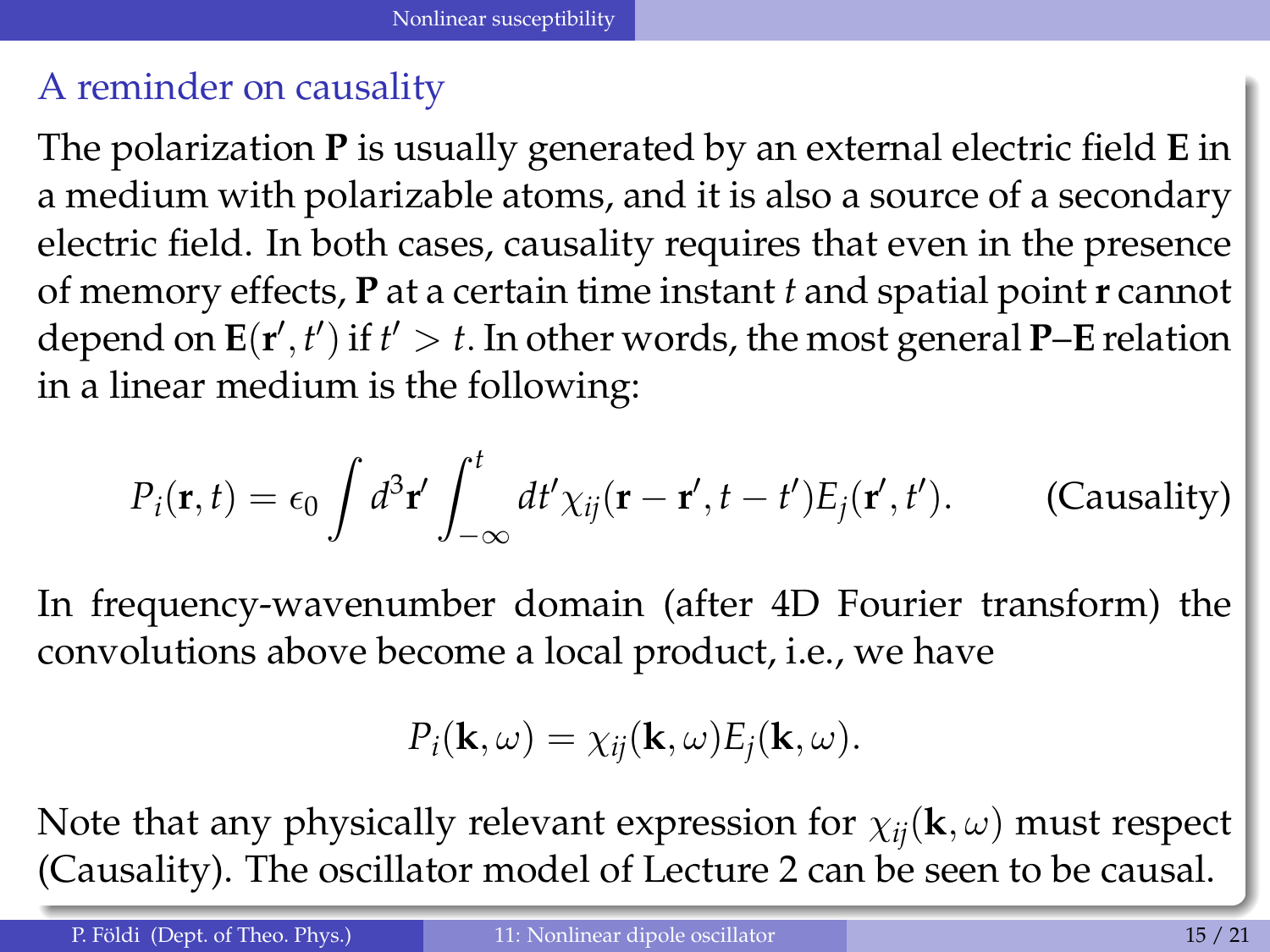## A reminder on causality

The polarization $\mathbf{P}$ is usually generated by an external electric field $\mathbf{E}$ in a medium with polarizable atoms, and it is also a source of a secondary electric field. In both cases, causality requires that even in the presence of memory effects, $\mathbf{P}$ at a certain time instant $t$ and spatial point $\mathbf{r}$ cannot depend on $\mathbf{E}(\mathbf{r}', t')$ if $t' > t$. In other words, the most general $\mathbf{P}$–$\mathbf{E}$ relation in a linear medium is the following:

$$P_i(\mathbf{r}, t) = \epsilon_0 \int d^3\mathbf{r}' \int_{-\infty}^{t} dt' \chi_{ij}(\mathbf{r} - \mathbf{r}', t - t') E_j(\mathbf{r}', t'). \qquad \text{(Causality)}$$

In frequency-wavenumber domain (after 4D Fourier transform) the convolutions above become a local product, i.e., we have

$$P_i(\mathbf{k}, \omega) = \chi_{ij}(\mathbf{k}, \omega) E_j(\mathbf{k}, \omega).$$

Note that any physically relevant expression for $\chi_{ij}(\mathbf{k}, \omega)$ must respect (Causality). The oscillator model of Lecture 2 can be seen to be causal.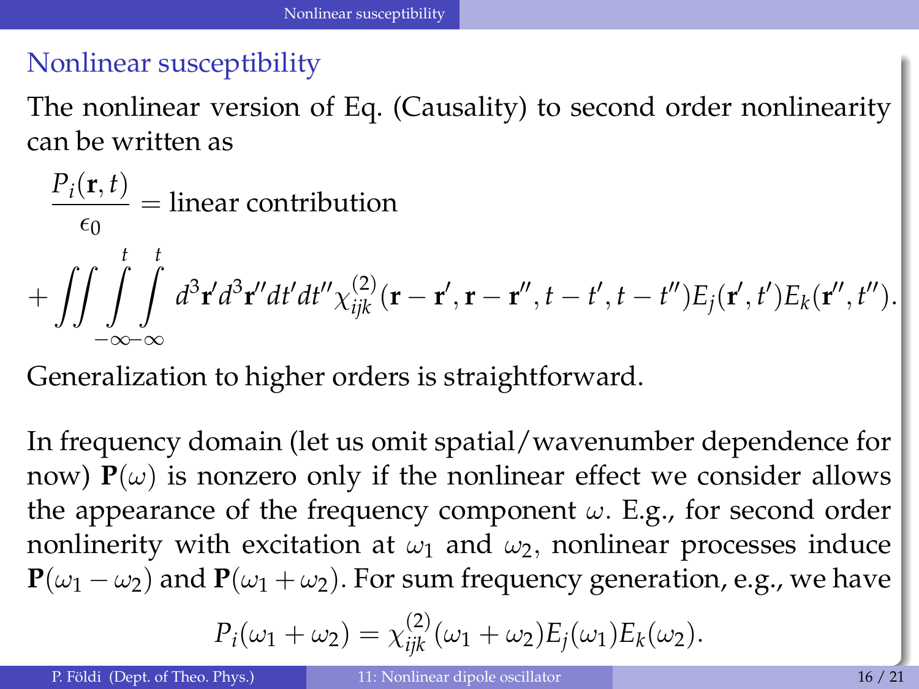## Nonlinear susceptibility

The nonlinear version of Eq. (Causality) to second order nonlinearity can be written as

$$\frac{P_i(\mathbf{r},t)}{\epsilon_0} = \text{linear contribution}$$

$$+ \iint \int_{-\infty}^{t} \int_{-\infty}^{t} d^3\mathbf{r}' d^3\mathbf{r}'' dt' dt'' \chi^{(2)}_{ijk}(\mathbf{r}-\mathbf{r}', \mathbf{r}-\mathbf{r}'', t-t', t-t'') E_j(\mathbf{r}', t') E_k(\mathbf{r}'', t'').$$

Generalization to higher orders is straightforward.

In frequency domain (let us omit spatial/wavenumber dependence for now) $\mathbf{P}(\omega)$ is nonzero only if the nonlinear effect we consider allows the appearance of the frequency component $\omega$. E.g., for second order nonlinerity with excitation at $\omega_1$ and $\omega_2$, nonlinear processes induce $\mathbf{P}(\omega_1 - \omega_2)$ and $\mathbf{P}(\omega_1 + \omega_2)$. For sum frequency generation, e.g., we have

$$P_i(\omega_1 + \omega_2) = \chi^{(2)}_{ijk}(\omega_1 + \omega_2) E_j(\omega_1) E_k(\omega_2).$$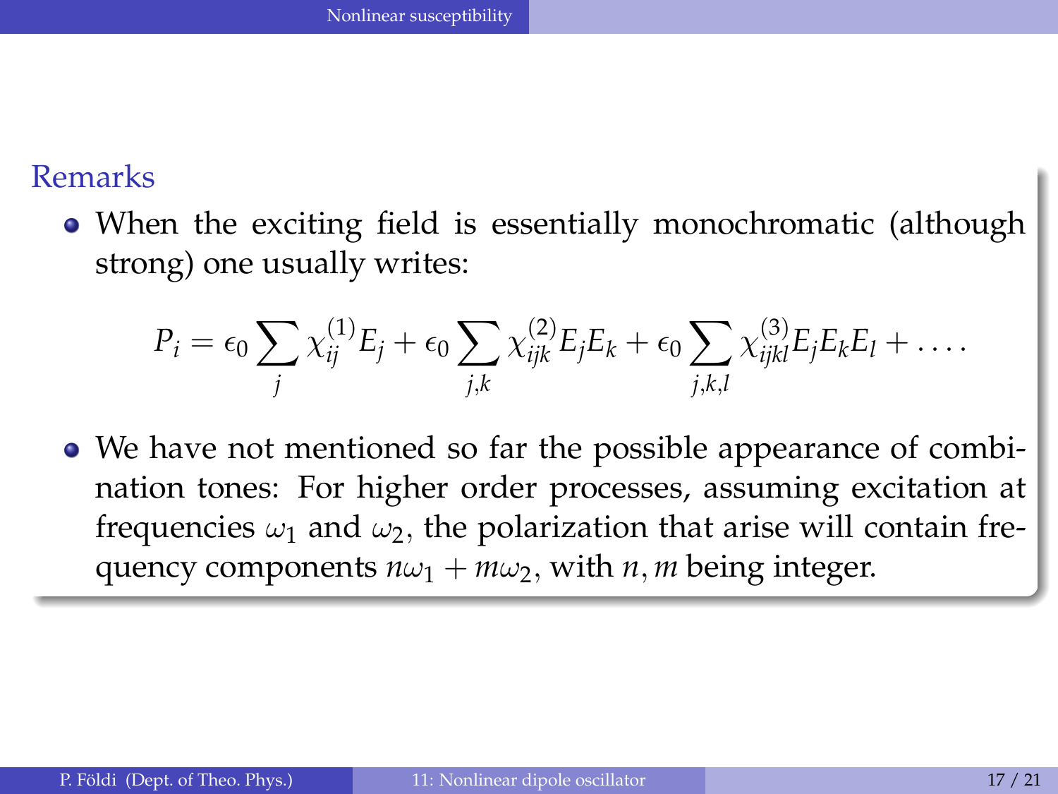## Remarks

- When the exciting field is essentially monochromatic (although strong) one usually writes:

$$P_i = \epsilon_0 \sum_j \chi^{(1)}_{ij} E_j + \epsilon_0 \sum_{j,k} \chi^{(2)}_{ijk} E_j E_k + \epsilon_0 \sum_{j,k,l} \chi^{(3)}_{ijkl} E_j E_k E_l + \ldots .$$

- We have not mentioned so far the possible appearance of combination tones: For higher order processes, assuming excitation at frequencies $\omega_1$ and $\omega_2$, the polarization that arise will contain frequency components $n\omega_1 + m\omega_2$, with $n, m$ being integer.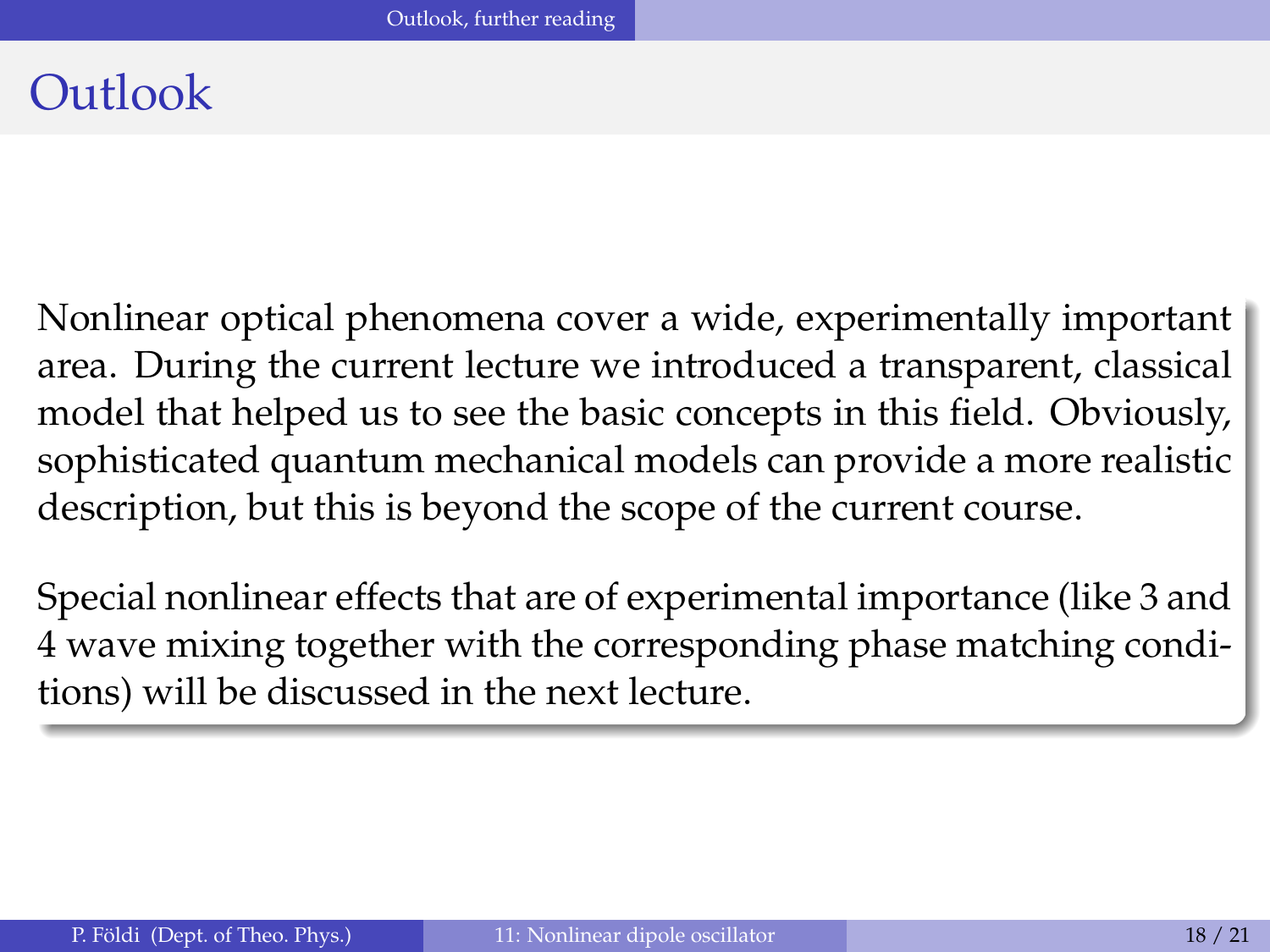# Outlook

Nonlinear optical phenomena cover a wide, experimentally important area. During the current lecture we introduced a transparent, classical model that helped us to see the basic concepts in this field. Obviously, sophisticated quantum mechanical models can provide a more realistic description, but this is beyond the scope of the current course.

Special nonlinear effects that are of experimental importance (like 3 and 4 wave mixing together with the corresponding phase matching conditions) will be discussed in the next lecture.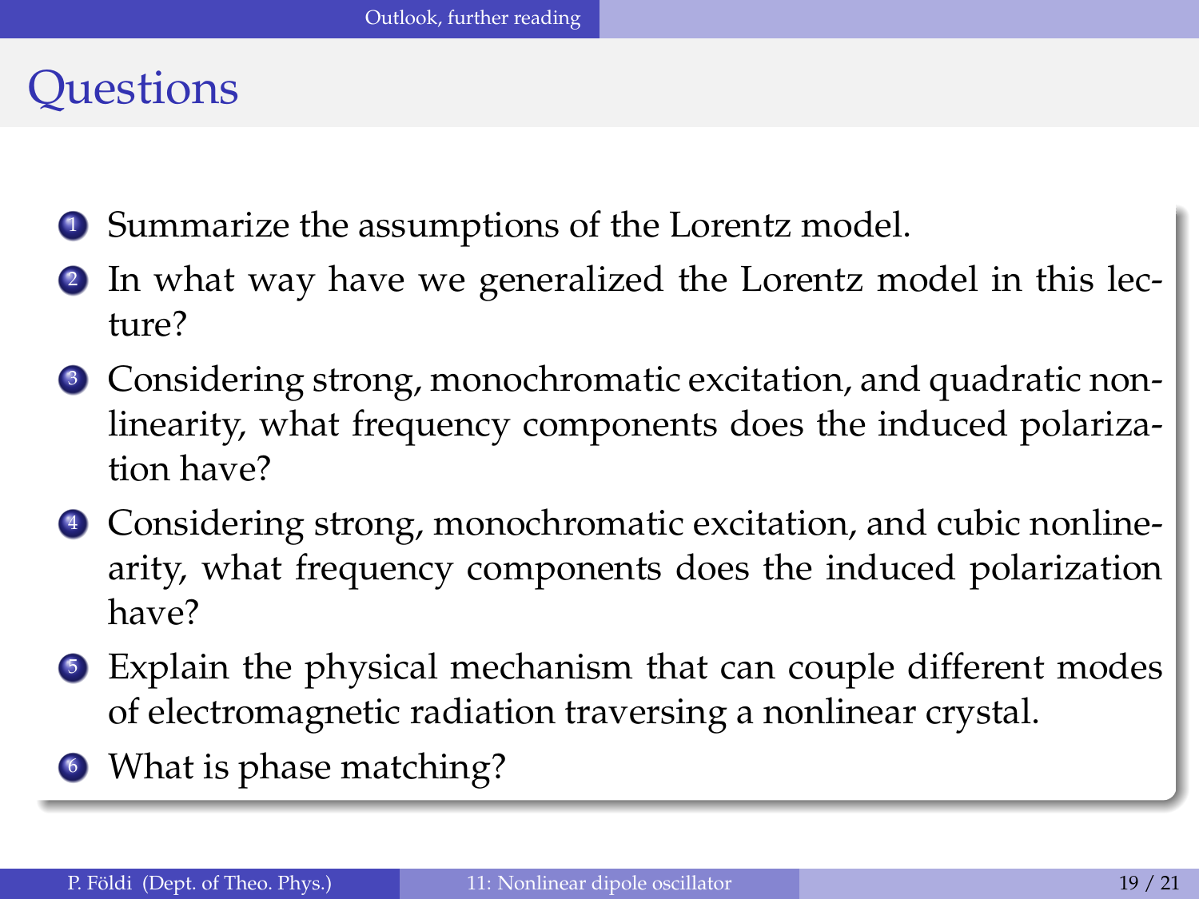# Questions

1. Summarize the assumptions of the Lorentz model.
2. In what way have we generalized the Lorentz model in this lecture?
3. Considering strong, monochromatic excitation, and quadratic nonlinearity, what frequency components does the induced polarization have?
4. Considering strong, monochromatic excitation, and cubic nonlinearity, what frequency components does the induced polarization have?
5. Explain the physical mechanism that can couple different modes of electromagnetic radiation traversing a nonlinear crystal.
6. What is phase matching?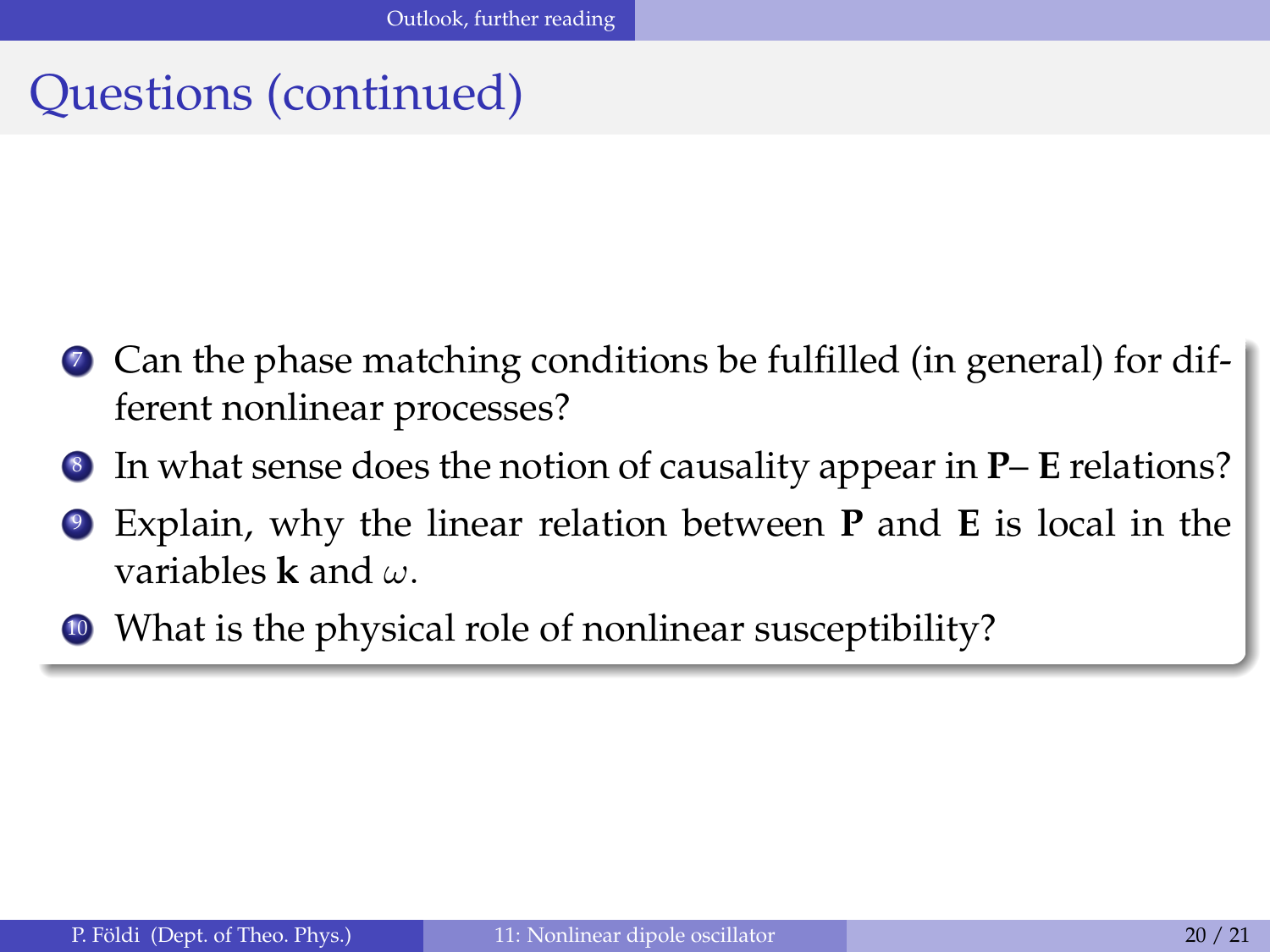# Questions (continued)

7. Can the phase matching conditions be fulfilled (in general) for different nonlinear processes?
8. In what sense does the notion of causality appear in **P**– **E** relations?
9. Explain, why the linear relation between **P** and **E** is local in the variables **k** and $\omega$.
10. What is the physical role of nonlinear susceptibility?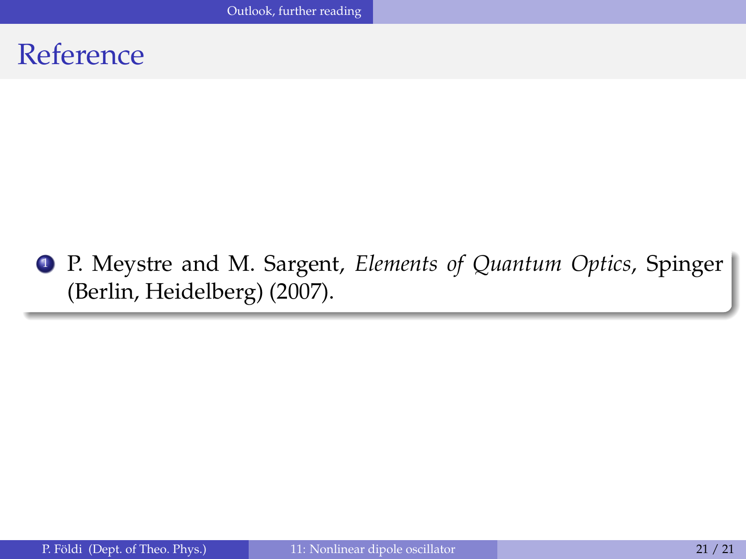# Reference

1. P. Meystre and M. Sargent, *Elements of Quantum Optics*, Spinger (Berlin, Heidelberg) (2007).